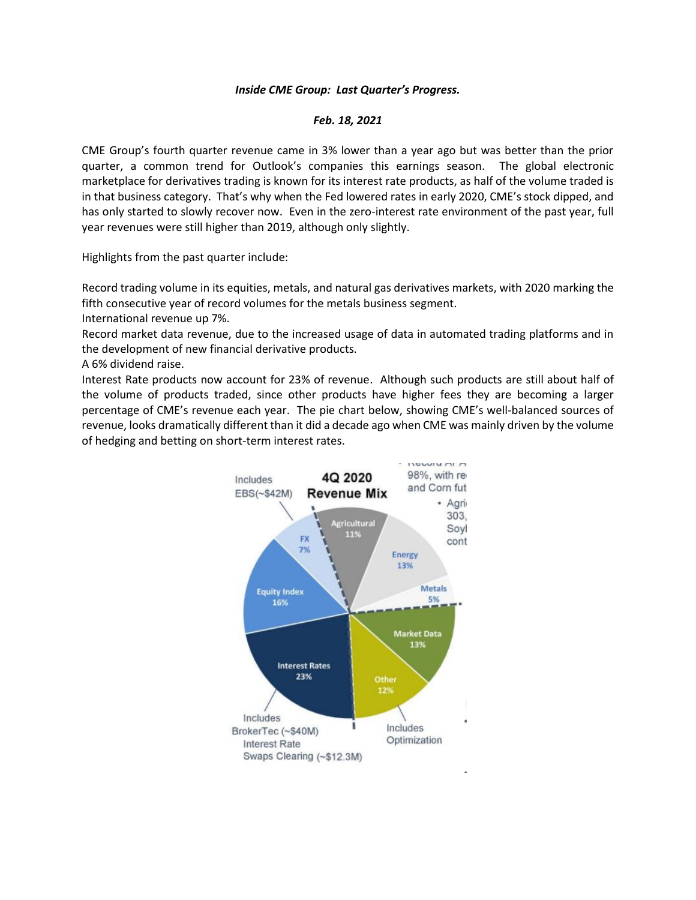***Inside CME Group: Last Quarter's Progress.***

***Feb. 18, 2021***

CME Group's fourth quarter revenue came in 3% lower than a year ago but was better than the prior quarter, a common trend for Outlook's companies this earnings season. The global electronic marketplace for derivatives trading is known for its interest rate products, as half of the volume traded is in that business category. That's why when the Fed lowered rates in early 2020, CME's stock dipped, and has only started to slowly recover now. Even in the zero-interest rate environment of the past year, full year revenues were still higher than 2019, although only slightly.

Highlights from the past quarter include:

Record trading volume in its equities, metals, and natural gas derivatives markets, with 2020 marking the fifth consecutive year of record volumes for the metals business segment.

International revenue up 7%.

Record market data revenue, due to the increased usage of data in automated trading platforms and in the development of new financial derivative products.

A 6% dividend raise.

Interest Rate products now account for 23% of revenue. Although such products are still about half of the volume of products traded, since other products have higher fees they are becoming a larger percentage of CME's revenue each year. The pie chart below, showing CME's well-balanced sources of revenue, looks dramatically different than it did a decade ago when CME was mainly driven by the volume of hedging and betting on short-term interest rates.

**4Q 2020 Revenue Mix**

- Agricultural 11%
- Energy 13%
- Metals 5%
- Market Data 13%
- Other 12% (Includes Optimization)
- Interest Rates 23% (Includes BrokerTec (~$40M) Interest Rate Swaps Clearing (~$12.3M))
- Equity Index 16%
- FX 7% (Includes EBS(~$42M))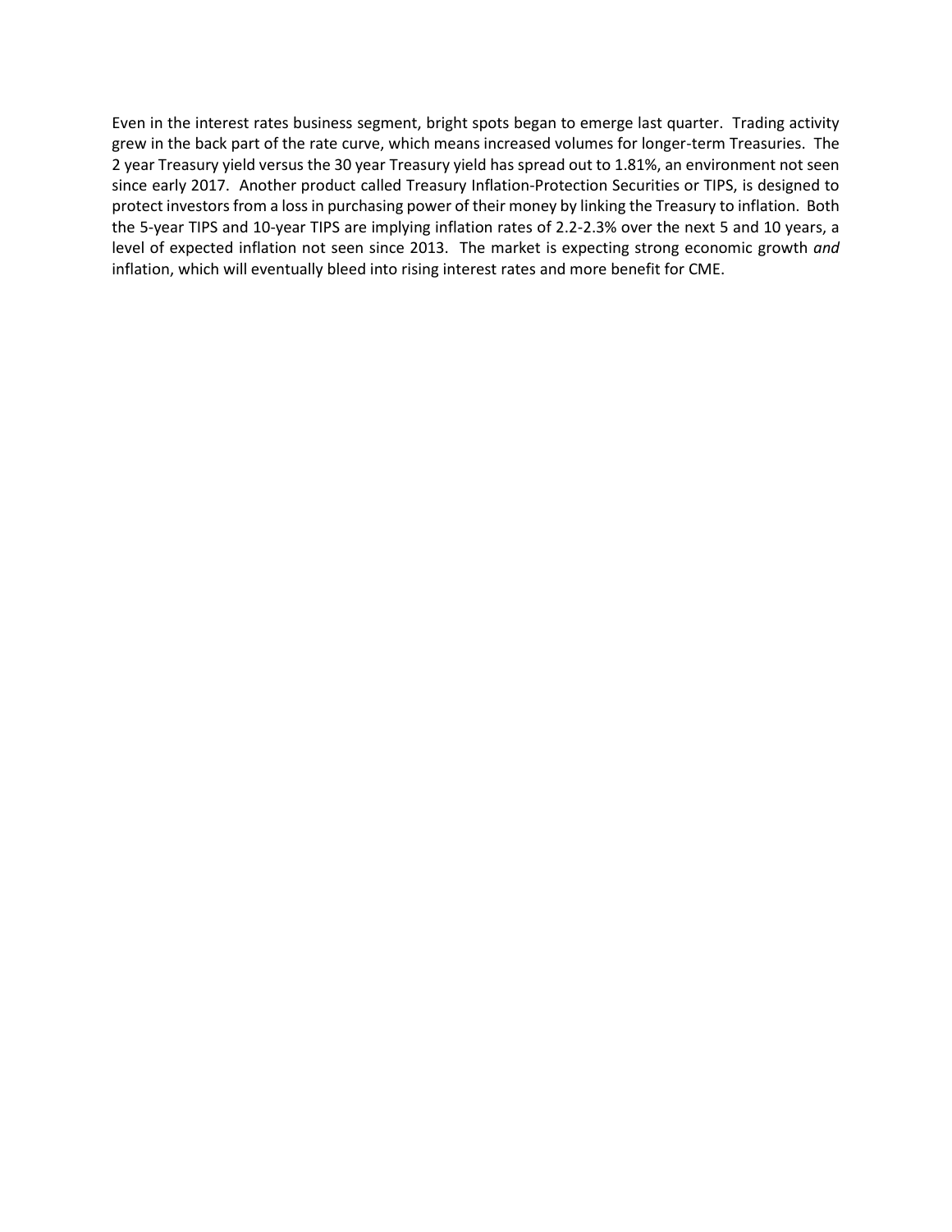Even in the interest rates business segment, bright spots began to emerge last quarter. Trading activity grew in the back part of the rate curve, which means increased volumes for longer-term Treasuries. The 2 year Treasury yield versus the 30 year Treasury yield has spread out to 1.81%, an environment not seen since early 2017. Another product called Treasury Inflation-Protection Securities or TIPS, is designed to protect investors from a loss in purchasing power of their money by linking the Treasury to inflation. Both the 5-year TIPS and 10-year TIPS are implying inflation rates of 2.2-2.3% over the next 5 and 10 years, a level of expected inflation not seen since 2013. The market is expecting strong economic growth *and* inflation, which will eventually bleed into rising interest rates and more benefit for CME.